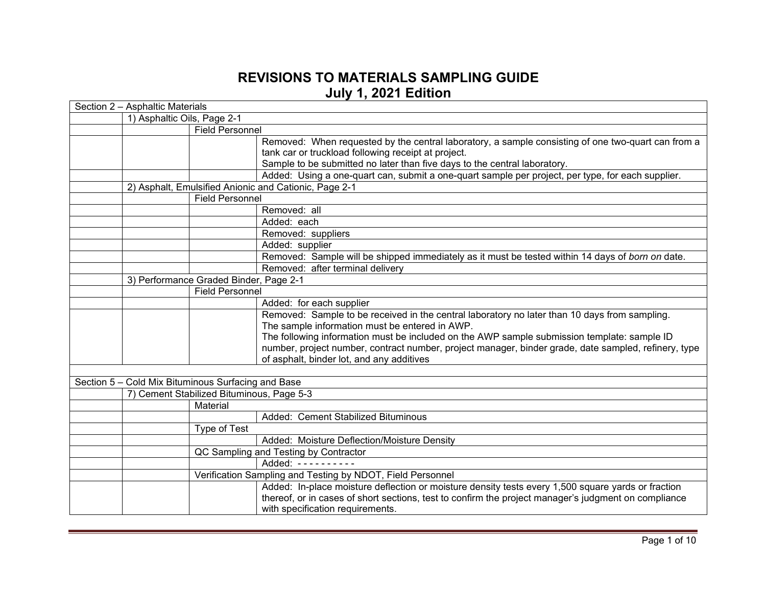# REVISIONS TO MATERIALS SAMPLING GUIDE
## July 1, 2021 Edition

| | | | |
|---|---|---|---|
| Section 2 – Asphaltic Materials | | | |
| | 1) Asphaltic Oils, Page 2-1 | | |
| | | Field Personnel | |
| | | | Removed: When requested by the central laboratory, a sample consisting of one two-quart can from a tank car or truckload following receipt at project.<br>Sample to be submitted no later than five days to the central laboratory. |
| | | | Added: Using a one-quart can, submit a one-quart sample per project, per type, for each supplier. |
| | 2) Asphalt, Emulsified Anionic and Cationic, Page 2-1 | | |
| | | Field Personnel | |
| | | | Removed: all |
| | | | Added: each |
| | | | Removed: suppliers |
| | | | Added: supplier |
| | | | Removed: Sample will be shipped immediately as it must be tested within 14 days of *born on* date. |
| | | | Removed: after terminal delivery |
| | 3) Performance Graded Binder, Page 2-1 | | |
| | | Field Personnel | |
| | | | Added: for each supplier |
| | | | Removed: Sample to be received in the central laboratory no later than 10 days from sampling.<br>The sample information must be entered in AWP.<br>The following information must be included on the AWP sample submission template: sample ID number, project number, contract number, project manager, binder grade, date sampled, refinery, type of asphalt, binder lot, and any additives |
| | | | |
| Section 5 – Cold Mix Bituminous Surfacing and Base | | | |
| | 7) Cement Stabilized Bituminous, Page 5-3 | | |
| | | Material | |
| | | | Added: Cement Stabilized Bituminous |
| | | Type of Test | |
| | | | Added: Moisture Deflection/Moisture Density |
| | | QC Sampling and Testing by Contractor | |
| | | | Added: - - - - - - - - - - |
| | | Verification Sampling and Testing by NDOT, Field Personnel | |
| | | | Added: In-place moisture deflection or moisture density tests every 1,500 square yards or fraction thereof, or in cases of short sections, test to confirm the project manager's judgment on compliance with specification requirements. |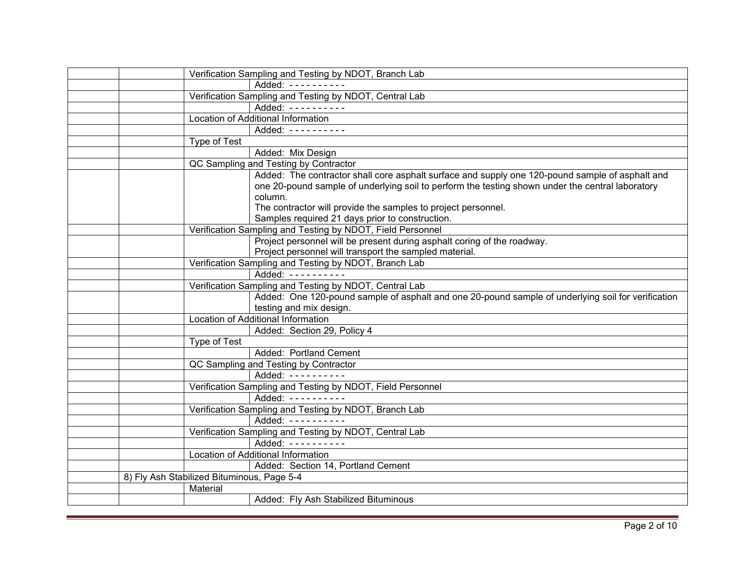| | | | |
|---|---|---|---|
| | | Verification Sampling and Testing by NDOT, Branch Lab | |
| | | | Added: - - - - - - - - - - |
| | | Verification Sampling and Testing by NDOT, Central Lab | |
| | | | Added: - - - - - - - - - - |
| | | Location of Additional Information | |
| | | | Added: - - - - - - - - - - |
| | | Type of Test | |
| | | | Added: Mix Design |
| | | QC Sampling and Testing by Contractor | |
| | | | Added: The contractor shall core asphalt surface and supply one 120-pound sample of asphalt and one 20-pound sample of underlying soil to perform the testing shown under the central laboratory column.<br>The contractor will provide the samples to project personnel.<br>Samples required 21 days prior to construction. |
| | | Verification Sampling and Testing by NDOT, Field Personnel | |
| | | | Project personnel will be present during asphalt coring of the roadway.<br>Project personnel will transport the sampled material. |
| | | Verification Sampling and Testing by NDOT, Branch Lab | |
| | | | Added: - - - - - - - - - - |
| | | Verification Sampling and Testing by NDOT, Central Lab | |
| | | | Added: One 120-pound sample of asphalt and one 20-pound sample of underlying soil for verification testing and mix design. |
| | | Location of Additional Information | |
| | | | Added: Section 29, Policy 4 |
| | | Type of Test | |
| | | | Added: Portland Cement |
| | | QC Sampling and Testing by Contractor | |
| | | | Added: - - - - - - - - - - |
| | | Verification Sampling and Testing by NDOT, Field Personnel | |
| | | | Added: - - - - - - - - - - |
| | | Verification Sampling and Testing by NDOT, Branch Lab | |
| | | | Added: - - - - - - - - - - |
| | | Verification Sampling and Testing by NDOT, Central Lab | |
| | | | Added: - - - - - - - - - - |
| | | Location of Additional Information | |
| | | | Added: Section 14, Portland Cement |
| | 8) Fly Ash Stabilized Bituminous, Page 5-4 | | |
| | | Material | |
| | | | Added: Fly Ash Stabilized Bituminous |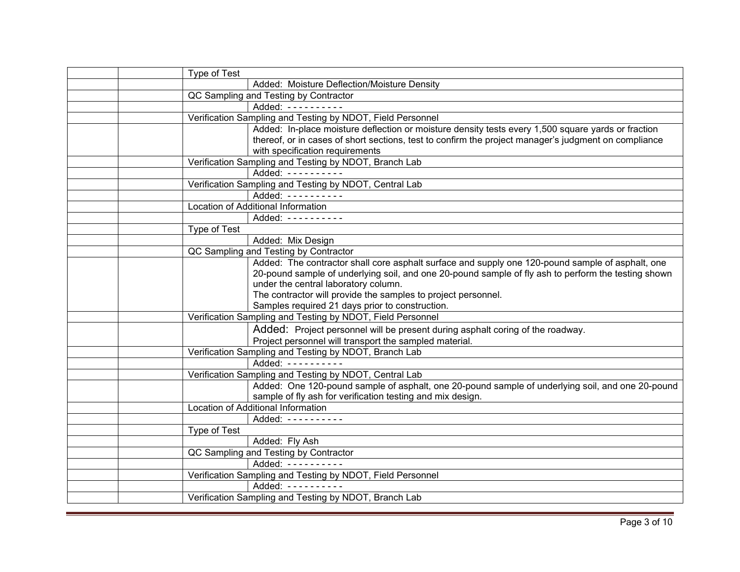| | | | |
|---|---|---|---|
| | | Type of Test | |
| | | | Added: Moisture Deflection/Moisture Density |
| | | QC Sampling and Testing by Contractor | |
| | | | Added: - - - - - - - - - - |
| | | Verification Sampling and Testing by NDOT, Field Personnel | |
| | | | Added: In-place moisture deflection or moisture density tests every 1,500 square yards or fraction thereof, or in cases of short sections, test to confirm the project manager's judgment on compliance with specification requirements |
| | | Verification Sampling and Testing by NDOT, Branch Lab | |
| | | | Added: - - - - - - - - - - |
| | | Verification Sampling and Testing by NDOT, Central Lab | |
| | | | Added: - - - - - - - - - - |
| | | Location of Additional Information | |
| | | | Added: - - - - - - - - - - |
| | | Type of Test | |
| | | | Added: Mix Design |
| | | QC Sampling and Testing by Contractor | |
| | | | Added: The contractor shall core asphalt surface and supply one 120-pound sample of asphalt, one 20-pound sample of underlying soil, and one 20-pound sample of fly ash to perform the testing shown under the central laboratory column.<br>The contractor will provide the samples to project personnel.<br>Samples required 21 days prior to construction. |
| | | Verification Sampling and Testing by NDOT, Field Personnel | |
| | | | Added: Project personnel will be present during asphalt coring of the roadway.<br>Project personnel will transport the sampled material. |
| | | Verification Sampling and Testing by NDOT, Branch Lab | |
| | | | Added: - - - - - - - - - - |
| | | Verification Sampling and Testing by NDOT, Central Lab | |
| | | | Added: One 120-pound sample of asphalt, one 20-pound sample of underlying soil, and one 20-pound sample of fly ash for verification testing and mix design. |
| | | Location of Additional Information | |
| | | | Added: - - - - - - - - - - |
| | | Type of Test | |
| | | | Added: Fly Ash |
| | | QC Sampling and Testing by Contractor | |
| | | | Added: - - - - - - - - - - |
| | | Verification Sampling and Testing by NDOT, Field Personnel | |
| | | | Added: - - - - - - - - - - |
| | | Verification Sampling and Testing by NDOT, Branch Lab | |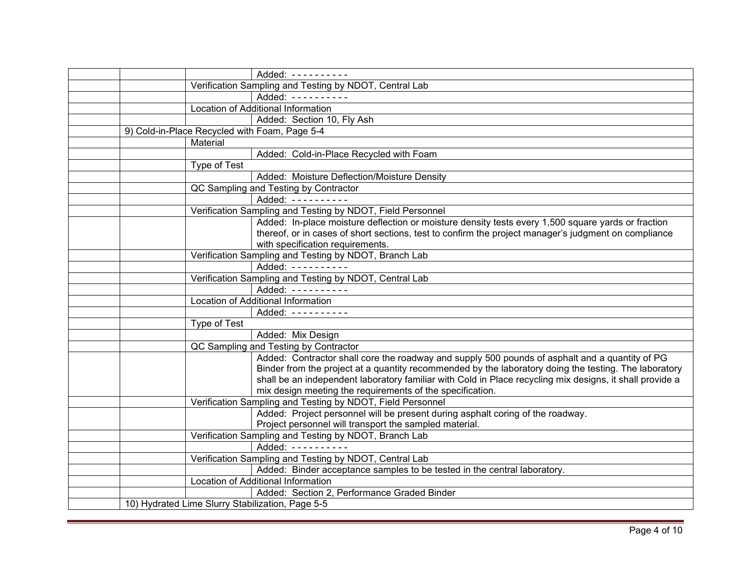| | | | |
|---|---|---|---|
| | | | Added: - - - - - - - - - - |
| | | Verification Sampling and Testing by NDOT, Central Lab | |
| | | | Added: - - - - - - - - - - |
| | | Location of Additional Information | |
| | | | Added: Section 10, Fly Ash |
| | 9) Cold-in-Place Recycled with Foam, Page 5-4 | | |
| | | Material | |
| | | | Added: Cold-in-Place Recycled with Foam |
| | | Type of Test | |
| | | | Added: Moisture Deflection/Moisture Density |
| | | QC Sampling and Testing by Contractor | |
| | | | Added: - - - - - - - - - - |
| | | Verification Sampling and Testing by NDOT, Field Personnel | |
| | | | Added: In-place moisture deflection or moisture density tests every 1,500 square yards or fraction thereof, or in cases of short sections, test to confirm the project manager's judgment on compliance with specification requirements. |
| | | Verification Sampling and Testing by NDOT, Branch Lab | |
| | | | Added: - - - - - - - - - - |
| | | Verification Sampling and Testing by NDOT, Central Lab | |
| | | | Added: - - - - - - - - - - |
| | | Location of Additional Information | |
| | | | Added: - - - - - - - - - - |
| | | Type of Test | |
| | | | Added: Mix Design |
| | | QC Sampling and Testing by Contractor | |
| | | | Added: Contractor shall core the roadway and supply 500 pounds of asphalt and a quantity of PG Binder from the project at a quantity recommended by the laboratory doing the testing. The laboratory shall be an independent laboratory familiar with Cold in Place recycling mix designs, it shall provide a mix design meeting the requirements of the specification. |
| | | Verification Sampling and Testing by NDOT, Field Personnel | |
| | | | Added: Project personnel will be present during asphalt coring of the roadway. Project personnel will transport the sampled material. |
| | | Verification Sampling and Testing by NDOT, Branch Lab | |
| | | | Added: - - - - - - - - - - |
| | | Verification Sampling and Testing by NDOT, Central Lab | |
| | | | Added: Binder acceptance samples to be tested in the central laboratory. |
| | | Location of Additional Information | |
| | | | Added: Section 2, Performance Graded Binder |
| | 10) Hydrated Lime Slurry Stabilization, Page 5-5 | | |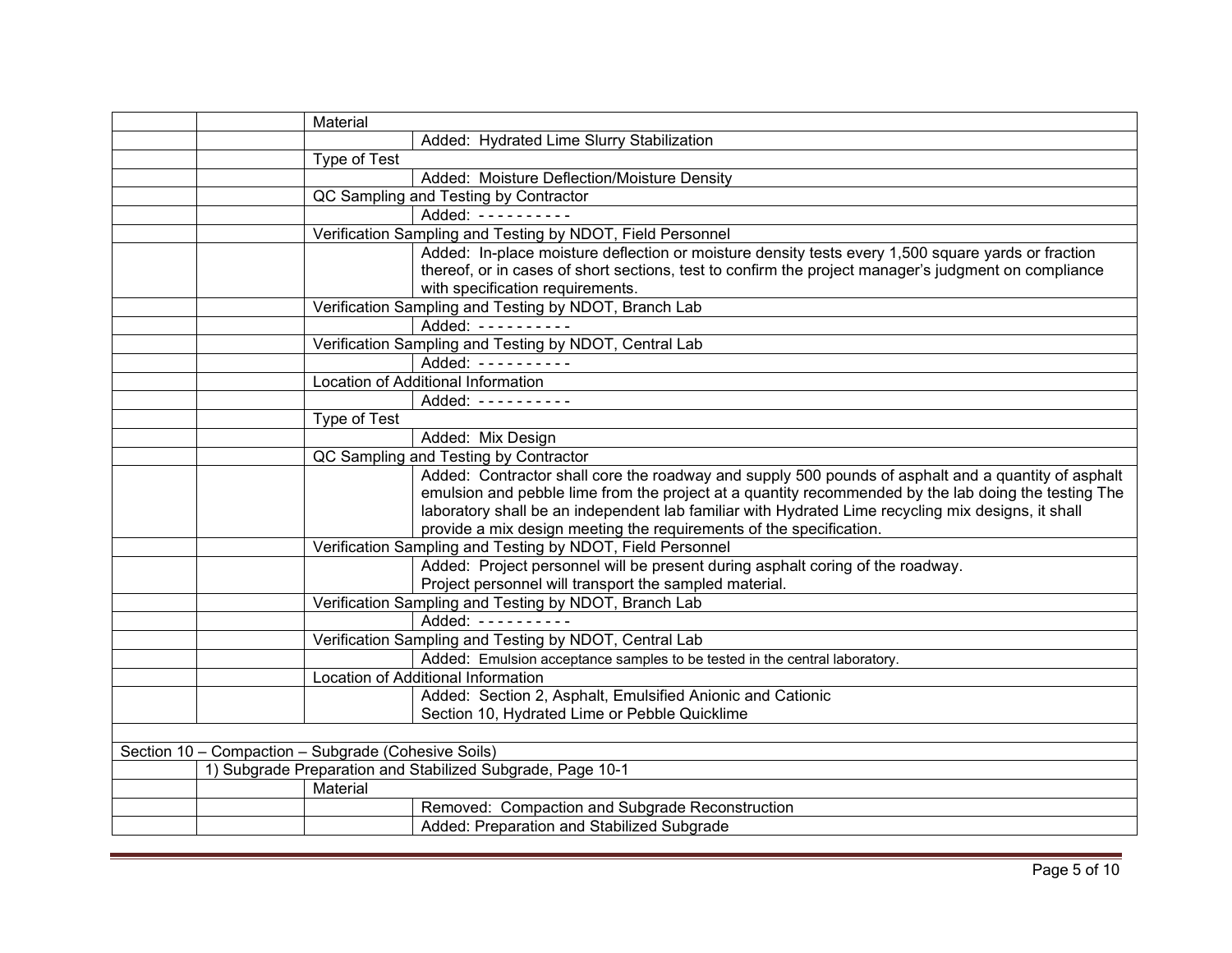| | | | |
|---|---|---|---|
| | | Material | |
| | | | Added: Hydrated Lime Slurry Stabilization |
| | | Type of Test | |
| | | | Added: Moisture Deflection/Moisture Density |
| | | QC Sampling and Testing by Contractor | |
| | | | Added: - - - - - - - - - - |
| | | Verification Sampling and Testing by NDOT, Field Personnel | |
| | | | Added: In-place moisture deflection or moisture density tests every 1,500 square yards or fraction thereof, or in cases of short sections, test to confirm the project manager's judgment on compliance with specification requirements. |
| | | Verification Sampling and Testing by NDOT, Branch Lab | |
| | | | Added: - - - - - - - - - - |
| | | Verification Sampling and Testing by NDOT, Central Lab | |
| | | | Added: - - - - - - - - - - |
| | | Location of Additional Information | |
| | | | Added: - - - - - - - - - - |
| | | Type of Test | |
| | | | Added: Mix Design |
| | | QC Sampling and Testing by Contractor | |
| | | | Added: Contractor shall core the roadway and supply 500 pounds of asphalt and a quantity of asphalt emulsion and pebble lime from the project at a quantity recommended by the lab doing the testing The laboratory shall be an independent lab familiar with Hydrated Lime recycling mix designs, it shall provide a mix design meeting the requirements of the specification. |
| | | Verification Sampling and Testing by NDOT, Field Personnel | |
| | | | Added: Project personnel will be present during asphalt coring of the roadway.<br>Project personnel will transport the sampled material. |
| | | Verification Sampling and Testing by NDOT, Branch Lab | |
| | | | Added: - - - - - - - - - - |
| | | Verification Sampling and Testing by NDOT, Central Lab | |
| | | | Added: Emulsion acceptance samples to be tested in the central laboratory. |
| | | Location of Additional Information | |
| | | | Added: Section 2, Asphalt, Emulsified Anionic and Cationic<br>Section 10, Hydrated Lime or Pebble Quicklime |
| | | | |
| Section 10 – Compaction – Subgrade (Cohesive Soils) | | | |
| | 1) Subgrade Preparation and Stabilized Subgrade, Page 10-1 | | |
| | | Material | |
| | | | Removed: Compaction and Subgrade Reconstruction |
| | | | Added: Preparation and Stabilized Subgrade |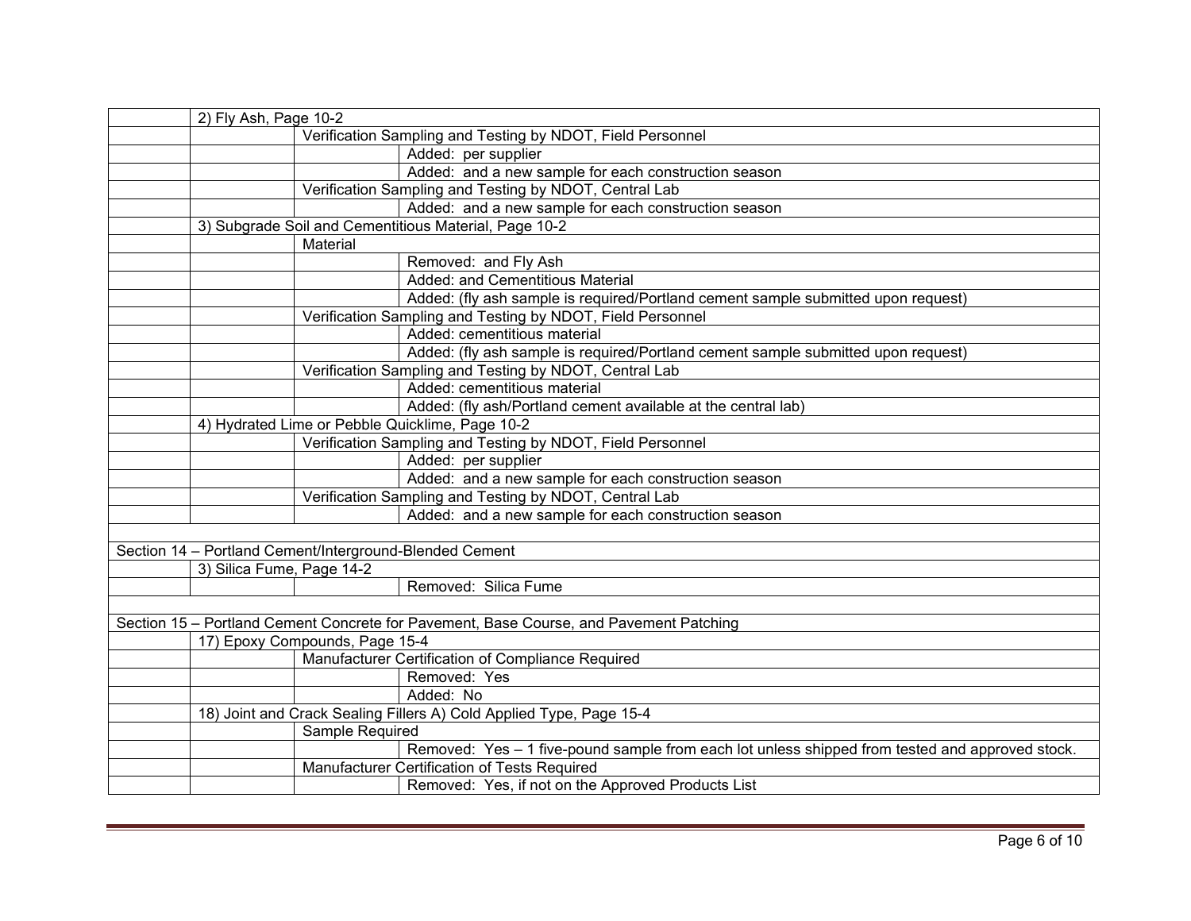| | | | |
|---|---|---|---|
| | 2) Fly Ash, Page 10-2 | | |
| | | Verification Sampling and Testing by NDOT, Field Personnel | |
| | | | Added: per supplier |
| | | | Added: and a new sample for each construction season |
| | | Verification Sampling and Testing by NDOT, Central Lab | |
| | | | Added: and a new sample for each construction season |
| | 3) Subgrade Soil and Cementitious Material, Page 10-2 | | |
| | | Material | |
| | | | Removed: and Fly Ash |
| | | | Added: and Cementitious Material |
| | | | Added: (fly ash sample is required/Portland cement sample submitted upon request) |
| | | Verification Sampling and Testing by NDOT, Field Personnel | |
| | | | Added: cementitious material |
| | | | Added: (fly ash sample is required/Portland cement sample submitted upon request) |
| | | Verification Sampling and Testing by NDOT, Central Lab | |
| | | | Added: cementitious material |
| | | | Added: (fly ash/Portland cement available at the central lab) |
| | 4) Hydrated Lime or Pebble Quicklime, Page 10-2 | | |
| | | Verification Sampling and Testing by NDOT, Field Personnel | |
| | | | Added: per supplier |
| | | | Added: and a new sample for each construction season |
| | | Verification Sampling and Testing by NDOT, Central Lab | |
| | | | Added: and a new sample for each construction season |
| | | | |
| Section 14 – Portland Cement/Interground-Blended Cement | | | |
| | 3) Silica Fume, Page 14-2 | | |
| | | | Removed: Silica Fume |
| | | | |
| Section 15 – Portland Cement Concrete for Pavement, Base Course, and Pavement Patching | | | |
| | 17) Epoxy Compounds, Page 15-4 | | |
| | | Manufacturer Certification of Compliance Required | |
| | | | Removed: Yes |
| | | | Added: No |
| | 18) Joint and Crack Sealing Fillers A) Cold Applied Type, Page 15-4 | | |
| | | Sample Required | |
| | | | Removed: Yes – 1 five-pound sample from each lot unless shipped from tested and approved stock. |
| | | Manufacturer Certification of Tests Required | |
| | | | Removed: Yes, if not on the Approved Products List |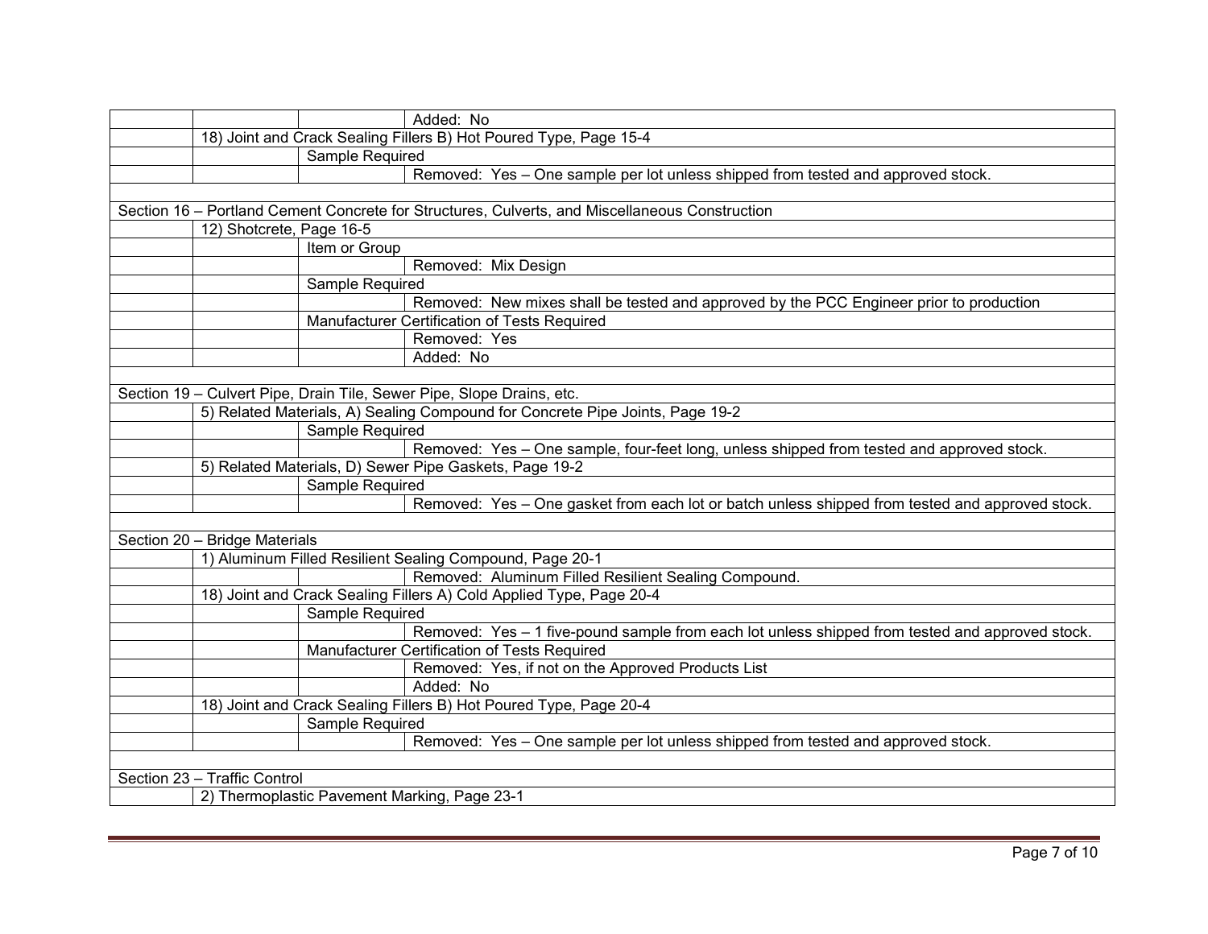| | | | |
|---|---|---|---|
| | | | Added: No |
| | 18) Joint and Crack Sealing Fillers B) Hot Poured Type, Page 15-4 | | |
| | | Sample Required | |
| | | | Removed: Yes – One sample per lot unless shipped from tested and approved stock. |
| | | | |
| Section 16 – Portland Cement Concrete for Structures, Culverts, and Miscellaneous Construction | | | |
| | 12) Shotcrete, Page 16-5 | | |
| | | Item or Group | |
| | | | Removed: Mix Design |
| | | Sample Required | |
| | | | Removed: New mixes shall be tested and approved by the PCC Engineer prior to production |
| | | Manufacturer Certification of Tests Required | |
| | | | Removed: Yes |
| | | | Added: No |
| | | | |
| Section 19 – Culvert Pipe, Drain Tile, Sewer Pipe, Slope Drains, etc. | | | |
| | 5) Related Materials, A) Sealing Compound for Concrete Pipe Joints, Page 19-2 | | |
| | | Sample Required | |
| | | | Removed: Yes – One sample, four-feet long, unless shipped from tested and approved stock. |
| | 5) Related Materials, D) Sewer Pipe Gaskets, Page 19-2 | | |
| | | Sample Required | |
| | | | Removed: Yes – One gasket from each lot or batch unless shipped from tested and approved stock. |
| | | | |
| Section 20 – Bridge Materials | | | |
| | 1) Aluminum Filled Resilient Sealing Compound, Page 20-1 | | |
| | | | Removed: Aluminum Filled Resilient Sealing Compound. |
| | 18) Joint and Crack Sealing Fillers A) Cold Applied Type, Page 20-4 | | |
| | | Sample Required | |
| | | | Removed: Yes – 1 five-pound sample from each lot unless shipped from tested and approved stock. |
| | | Manufacturer Certification of Tests Required | |
| | | | Removed: Yes, if not on the Approved Products List |
| | | | Added: No |
| | 18) Joint and Crack Sealing Fillers B) Hot Poured Type, Page 20-4 | | |
| | | Sample Required | |
| | | | Removed: Yes – One sample per lot unless shipped from tested and approved stock. |
| | | | |
| Section 23 – Traffic Control | | | |
| | 2) Thermoplastic Pavement Marking, Page 23-1 | | |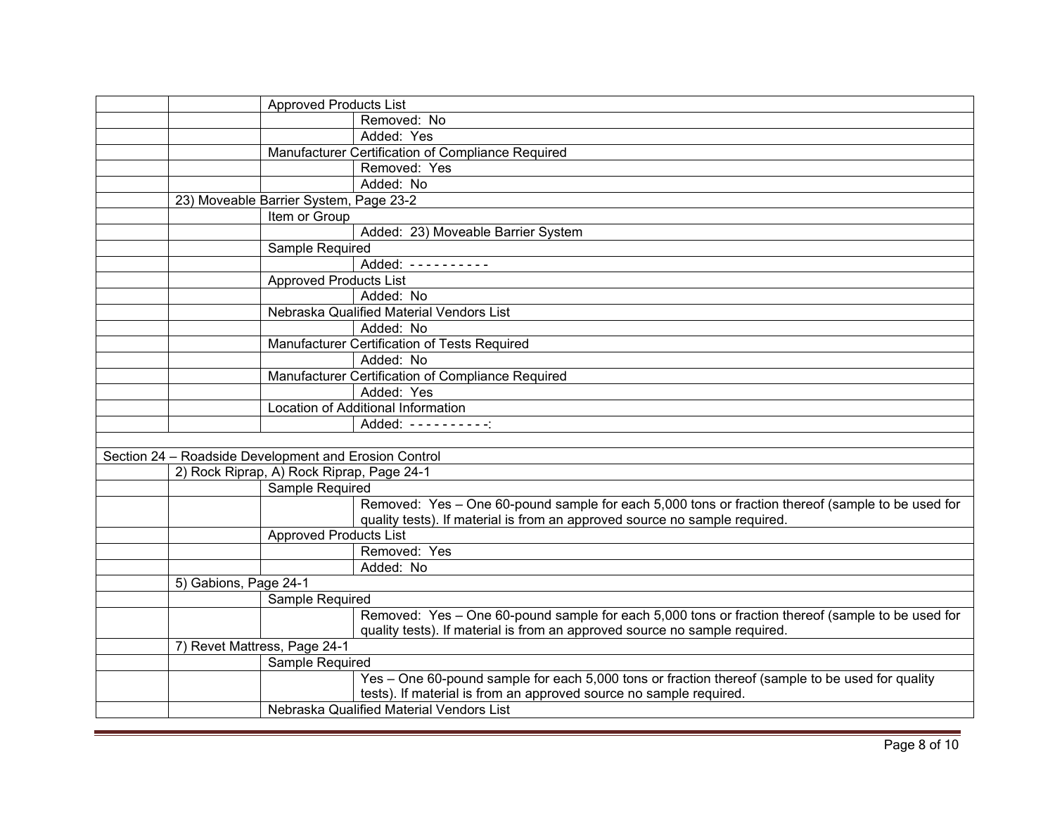| | | | |
|---|---|---|---|
| | | Approved Products List | |
| | | | Removed: No |
| | | | Added: Yes |
| | | Manufacturer Certification of Compliance Required | |
| | | | Removed: Yes |
| | | | Added: No |
| | 23) Moveable Barrier System, Page 23-2 | | |
| | | Item or Group | |
| | | | Added: 23) Moveable Barrier System |
| | | Sample Required | |
| | | | Added: - - - - - - - - - - |
| | | Approved Products List | |
| | | | Added: No |
| | | Nebraska Qualified Material Vendors List | |
| | | | Added: No |
| | | Manufacturer Certification of Tests Required | |
| | | | Added: No |
| | | Manufacturer Certification of Compliance Required | |
| | | | Added: Yes |
| | | Location of Additional Information | |
| | | | Added: - - - - - - - - - -: |
| | | | |
| Section 24 – Roadside Development and Erosion Control | | | |
| | 2) Rock Riprap, A) Rock Riprap, Page 24-1 | | |
| | | Sample Required | |
| | | | Removed: Yes – One 60-pound sample for each 5,000 tons or fraction thereof (sample to be used for quality tests). If material is from an approved source no sample required. |
| | | Approved Products List | |
| | | | Removed: Yes |
| | | | Added: No |
| | 5) Gabions, Page 24-1 | | |
| | | Sample Required | |
| | | | Removed: Yes – One 60-pound sample for each 5,000 tons or fraction thereof (sample to be used for quality tests). If material is from an approved source no sample required. |
| | 7) Revet Mattress, Page 24-1 | | |
| | | Sample Required | |
| | | | Yes – One 60-pound sample for each 5,000 tons or fraction thereof (sample to be used for quality tests). If material is from an approved source no sample required. |
| | | Nebraska Qualified Material Vendors List | |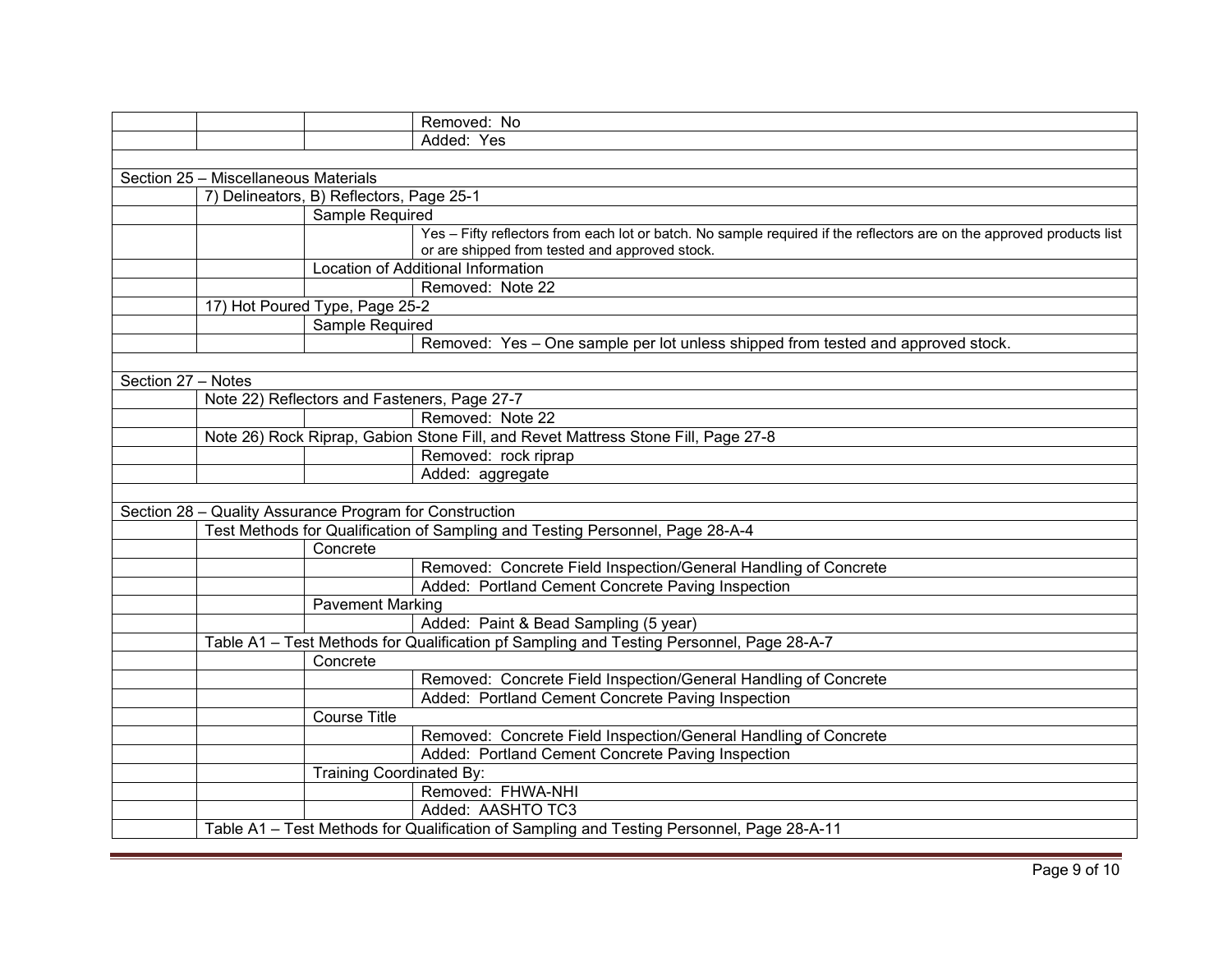| | | | |
|---|---|---|---|
| | | | Removed: No |
| | | | Added: Yes |
| | | | |
| Section 25 – Miscellaneous Materials | | | |
| | 7) Delineators, B) Reflectors, Page 25-1 | | |
| | | Sample Required | |
| | | | Yes – Fifty reflectors from each lot or batch. No sample required if the reflectors are on the approved products list or are shipped from tested and approved stock. |
| | | Location of Additional Information | |
| | | | Removed: Note 22 |
| | 17) Hot Poured Type, Page 25-2 | | |
| | | Sample Required | |
| | | | Removed: Yes – One sample per lot unless shipped from tested and approved stock. |
| | | | |
| Section 27 – Notes | | | |
| | Note 22) Reflectors and Fasteners, Page 27-7 | | |
| | | | Removed: Note 22 |
| | Note 26) Rock Riprap, Gabion Stone Fill, and Revet Mattress Stone Fill, Page 27-8 | | |
| | | | Removed: rock riprap |
| | | | Added: aggregate |
| | | | |
| Section 28 – Quality Assurance Program for Construction | | | |
| | Test Methods for Qualification of Sampling and Testing Personnel, Page 28-A-4 | | |
| | | Concrete | |
| | | | Removed: Concrete Field Inspection/General Handling of Concrete |
| | | | Added: Portland Cement Concrete Paving Inspection |
| | | Pavement Marking | |
| | | | Added: Paint & Bead Sampling (5 year) |
| | Table A1 – Test Methods for Qualification pf Sampling and Testing Personnel, Page 28-A-7 | | |
| | | Concrete | |
| | | | Removed: Concrete Field Inspection/General Handling of Concrete |
| | | | Added: Portland Cement Concrete Paving Inspection |
| | | Course Title | |
| | | | Removed: Concrete Field Inspection/General Handling of Concrete |
| | | | Added: Portland Cement Concrete Paving Inspection |
| | | Training Coordinated By: | |
| | | | Removed: FHWA-NHI |
| | | | Added: AASHTO TC3 |
| | Table A1 – Test Methods for Qualification of Sampling and Testing Personnel, Page 28-A-11 | | |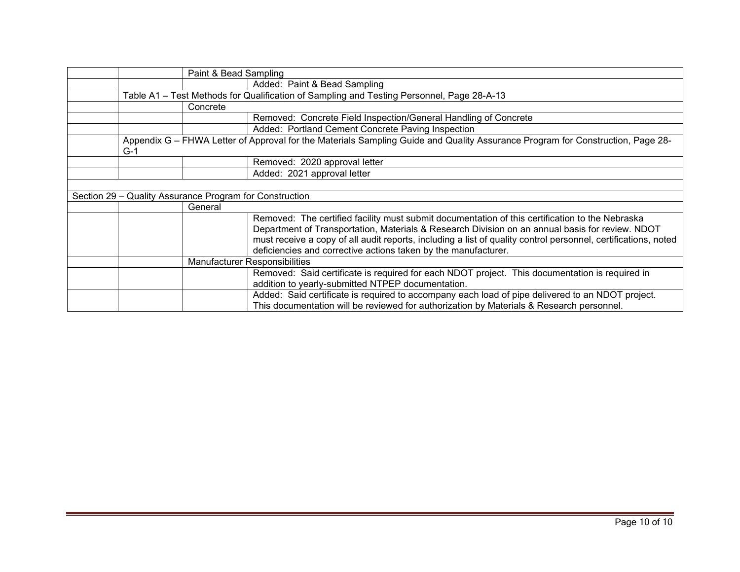| | | | |
|---|---|---|---|
| | | Paint & Bead Sampling | |
| | | | Added: Paint & Bead Sampling |
| | Table A1 – Test Methods for Qualification of Sampling and Testing Personnel, Page 28-A-13 | | |
| | | Concrete | |
| | | | Removed: Concrete Field Inspection/General Handling of Concrete |
| | | | Added: Portland Cement Concrete Paving Inspection |
| | Appendix G – FHWA Letter of Approval for the Materials Sampling Guide and Quality Assurance Program for Construction, Page 28-G-1 | | |
| | | | Removed: 2020 approval letter |
| | | | Added: 2021 approval letter |
| | | | |
| Section 29 – Quality Assurance Program for Construction | | | |
| | | General | |
| | | | Removed: The certified facility must submit documentation of this certification to the Nebraska Department of Transportation, Materials & Research Division on an annual basis for review. NDOT must receive a copy of all audit reports, including a list of quality control personnel, certifications, noted deficiencies and corrective actions taken by the manufacturer. |
| | | Manufacturer Responsibilities | |
| | | | Removed: Said certificate is required for each NDOT project. This documentation is required in addition to yearly-submitted NTPEP documentation. |
| | | | Added: Said certificate is required to accompany each load of pipe delivered to an NDOT project. This documentation will be reviewed for authorization by Materials & Research personnel. |